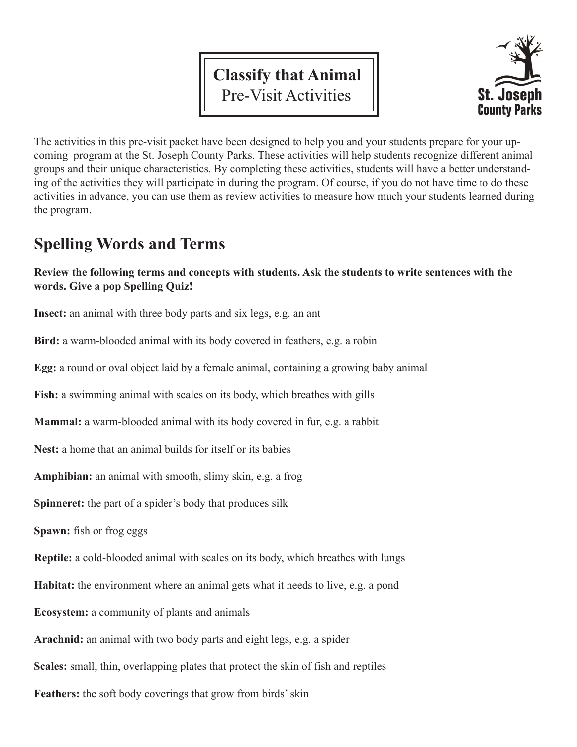# Classify that Animal

Pre-Visit Activities

St. Joseph County Parks

The activities in this pre-visit packet have been designed to help you and your students prepare for your upcoming program at the St. Joseph County Parks. These activities will help students recognize different animal groups and their unique characteristics. By completing these activities, students will have a better understanding of the activities they will participate in during the program. Of course, if you do not have time to do these activities in advance, you can use them as review activities to measure how much your students learned during the program.

## Spelling Words and Terms

**Review the following terms and concepts with students. Ask the students to write sentences with the words. Give a pop Spelling Quiz!**

**Insect:** an animal with three body parts and six legs, e.g. an ant

**Bird:** a warm-blooded animal with its body covered in feathers, e.g. a robin

**Egg:** a round or oval object laid by a female animal, containing a growing baby animal

**Fish:** a swimming animal with scales on its body, which breathes with gills

**Mammal:** a warm-blooded animal with its body covered in fur, e.g. a rabbit

**Nest:** a home that an animal builds for itself or its babies

**Amphibian:** an animal with smooth, slimy skin, e.g. a frog

**Spinneret:** the part of a spider's body that produces silk

**Spawn:** fish or frog eggs

**Reptile:** a cold-blooded animal with scales on its body, which breathes with lungs

**Habitat:** the environment where an animal gets what it needs to live, e.g. a pond

**Ecosystem:** a community of plants and animals

**Arachnid:** an animal with two body parts and eight legs, e.g. a spider

**Scales:** small, thin, overlapping plates that protect the skin of fish and reptiles

**Feathers:** the soft body coverings that grow from birds' skin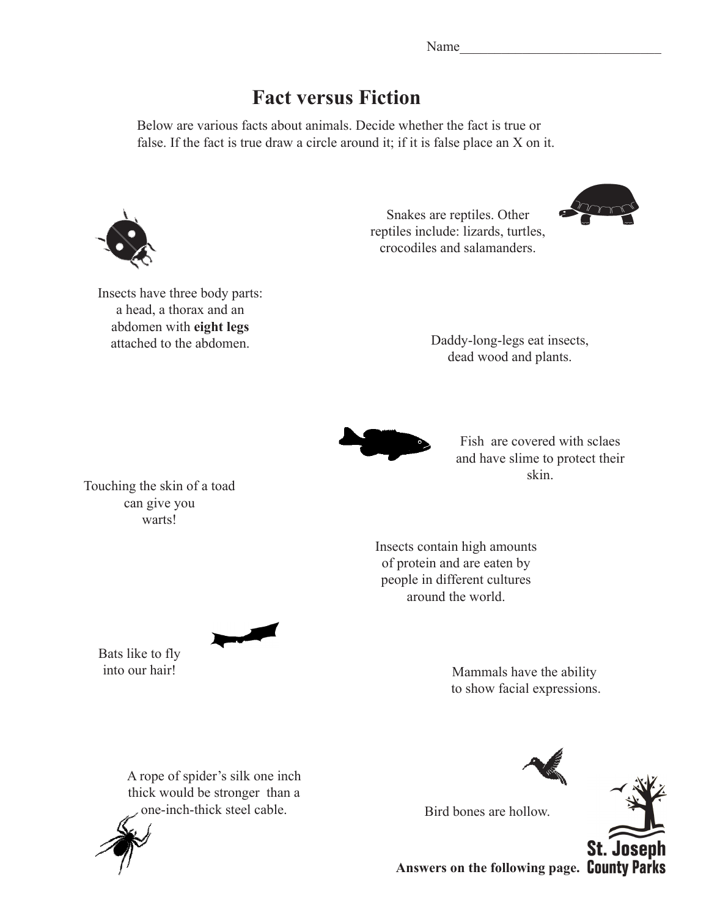Name______________________________

# Fact versus Fiction

Below are various facts about animals. Decide whether the fact is true or false. If the fact is true draw a circle around it; if it is false place an X on it.

Snakes are reptiles. Other reptiles include: lizards, turtles, crocodiles and salamanders.

Insects have three body parts: a head, a thorax and an abdomen with **eight legs** attached to the abdomen.

Daddy-long-legs eat insects, dead wood and plants.

Fish are covered with sclaes and have slime to protect their skin.

Touching the skin of a toad can give you warts!

Insects contain high amounts of protein and are eaten by people in different cultures around the world.

Bats like to fly into our hair!

Mammals have the ability to show facial expressions.

A rope of spider's silk one inch thick would be stronger than a one-inch-thick steel cable.

Bird bones are hollow.

St. Joseph County Parks

**Answers on the following page.**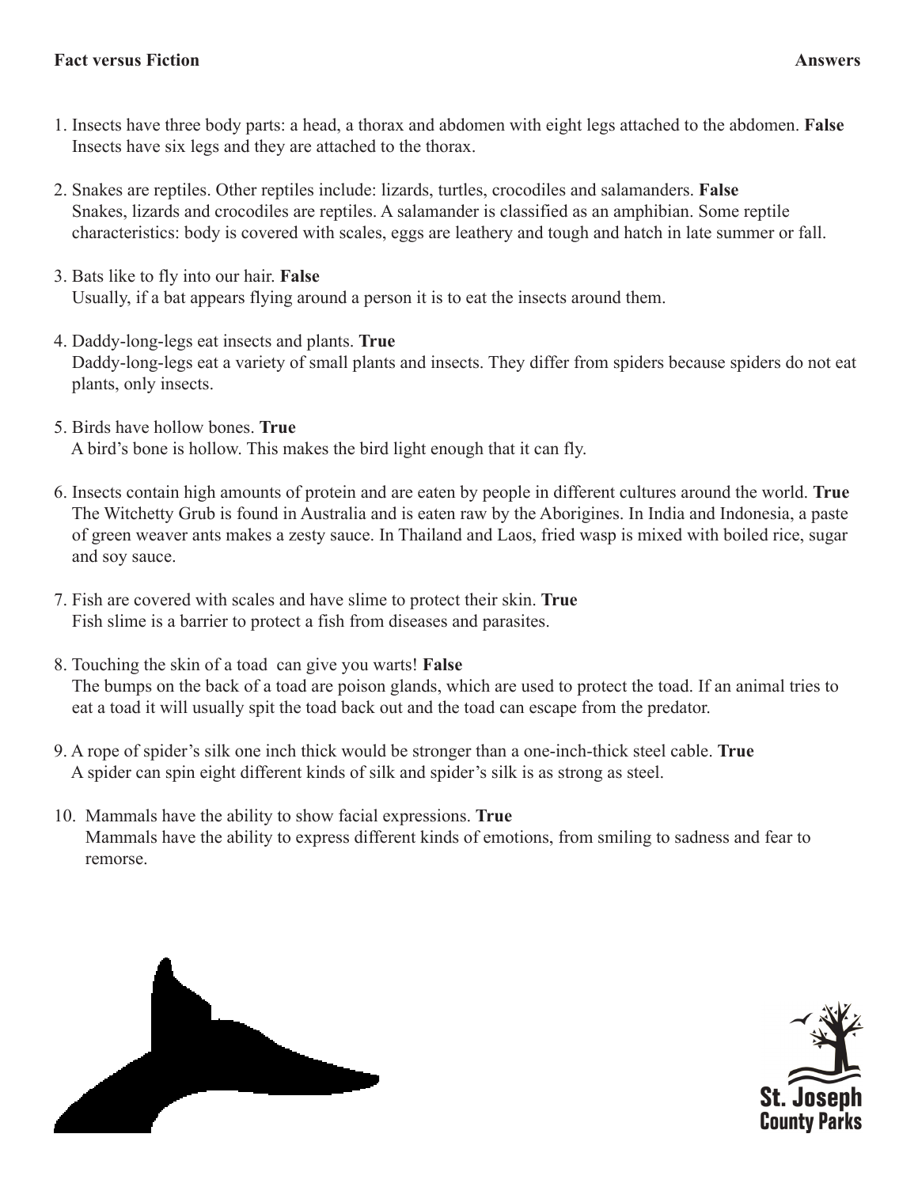**Fact versus Fiction** **Answers**

1. Insects have three body parts: a head, a thorax and abdomen with eight legs attached to the abdomen. **False**
   Insects have six legs and they are attached to the thorax.

2. Snakes are reptiles. Other reptiles include: lizards, turtles, crocodiles and salamanders. **False**
   Snakes, lizards and crocodiles are reptiles. A salamander is classified as an amphibian. Some reptile characteristics: body is covered with scales, eggs are leathery and tough and hatch in late summer or fall.

3. Bats like to fly into our hair. **False**
   Usually, if a bat appears flying around a person it is to eat the insects around them.

4. Daddy-long-legs eat insects and plants. **True**
   Daddy-long-legs eat a variety of small plants and insects. They differ from spiders because spiders do not eat plants, only insects.

5. Birds have hollow bones. **True**
   A bird's bone is hollow. This makes the bird light enough that it can fly.

6. Insects contain high amounts of protein and are eaten by people in different cultures around the world. **True**
   The Witchetty Grub is found in Australia and is eaten raw by the Aborigines. In India and Indonesia, a paste of green weaver ants makes a zesty sauce. In Thailand and Laos, fried wasp is mixed with boiled rice, sugar and soy sauce.

7. Fish are covered with scales and have slime to protect their skin. **True**
   Fish slime is a barrier to protect a fish from diseases and parasites.

8. Touching the skin of a toad can give you warts! **False**
   The bumps on the back of a toad are poison glands, which are used to protect the toad. If an animal tries to eat a toad it will usually spit the toad back out and the toad can escape from the predator.

9. A rope of spider's silk one inch thick would be stronger than a one-inch-thick steel cable. **True**
   A spider can spin eight different kinds of silk and spider's silk is as strong as steel.

10. Mammals have the ability to show facial expressions. **True**
    Mammals have the ability to express different kinds of emotions, from smiling to sadness and fear to remorse.

St. Joseph County Parks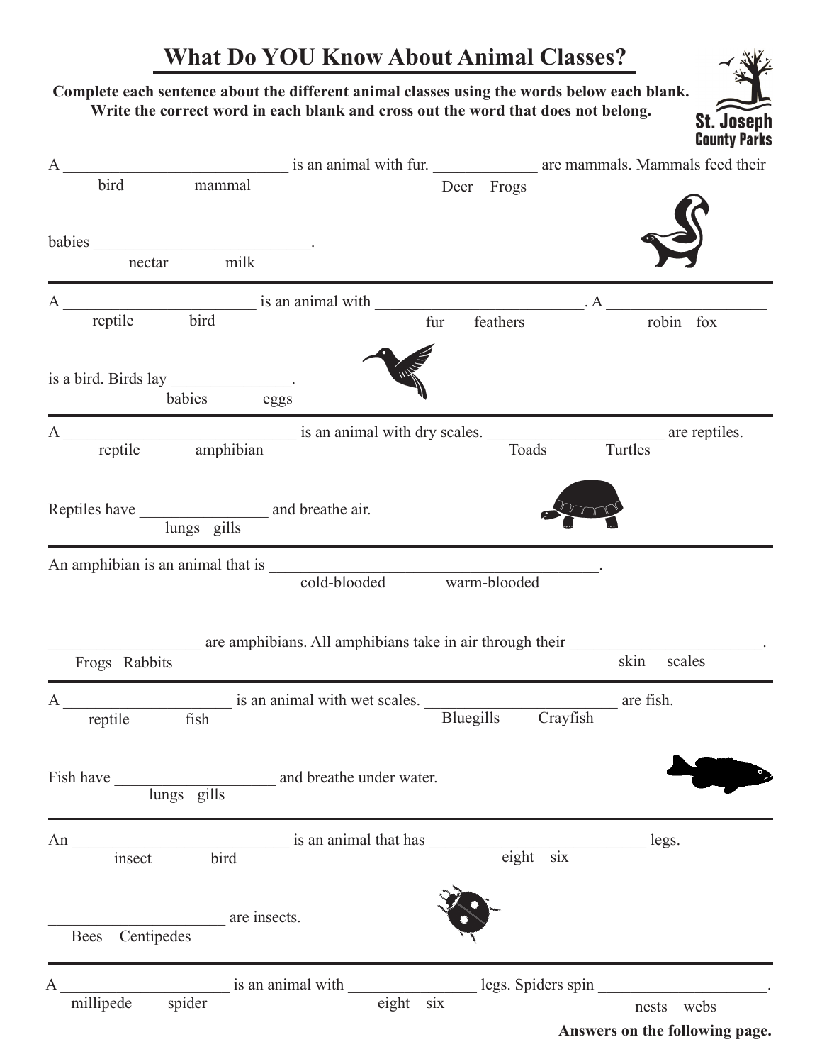# What Do YOU Know About Animal Classes?

**Complete each sentence about the different animal classes using the words below each blank. Write the correct word in each blank and cross out the word that does not belong.**

St. Joseph County Parks

A ____________________ is an animal with fur. ____________ are mammals. Mammals feed their
(bird / mammal) (Deer / Frogs)

babies ____________________.
(nectar / milk)

---

A ____________________ is an animal with ____________________. A ____________________
(reptile / bird) (fur / feathers) (robin / fox)

is a bird. Birds lay ____________.
(babies / eggs)

---

A ____________________ is an animal with dry scales. ____________________ are reptiles.
(reptile / amphibian) (Toads / Turtles)

Reptiles have ____________ and breathe air.
(lungs / gills)

---

An amphibian is an animal that is ____________________.
(cold-blooded / warm-blooded)

____________________ are amphibians. All amphibians take in air through their ____________________.
(Frogs / Rabbits) (skin / scales)

---

A ____________________ is an animal with wet scales. ____________________ are fish.
(reptile / fish) (Bluegills / Crayfish)

Fish have ____________________ and breathe under water.
(lungs / gills)

---

An ____________________ is an animal that has ____________________ legs.
(insect / bird) (eight / six)

____________________ are insects.
(Bees / Centipedes)

---

A ____________________ is an animal with ____________ legs. Spiders spin ____________________.
(millipede / spider) (eight / six) (nests / webs)

**Answers on the following page.**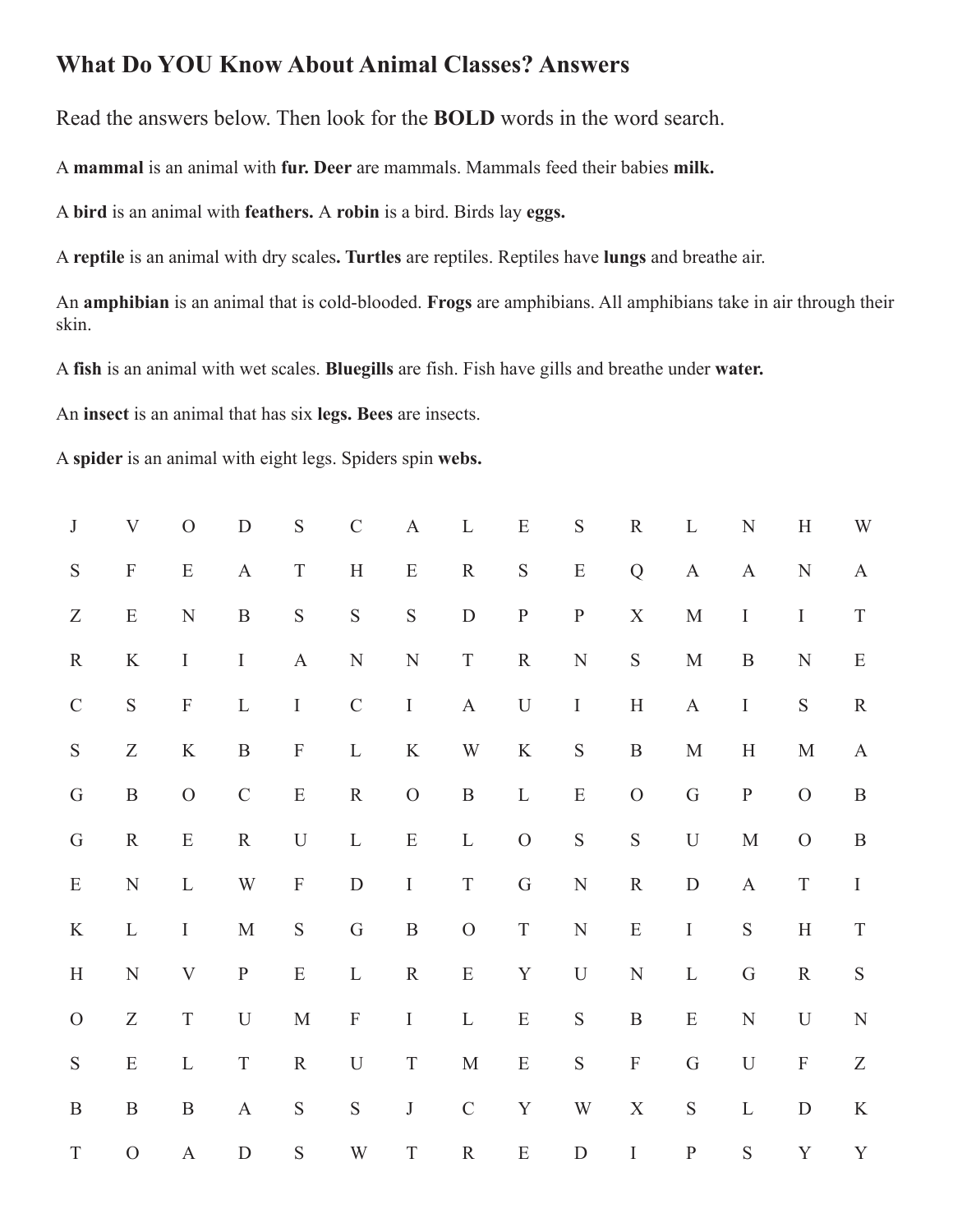# What Do YOU Know About Animal Classes? Answers

Read the answers below. Then look for the **BOLD** words in the word search.

A **mammal** is an animal with **fur. Deer** are mammals. Mammals feed their babies **milk.**

A **bird** is an animal with **feathers.** A **robin** is a bird. Birds lay **eggs.**

A **reptile** is an animal with dry scales**. Turtles** are reptiles. Reptiles have **lungs** and breathe air.

An **amphibian** is an animal that is cold-blooded. **Frogs** are amphibians. All amphibians take in air through their skin.

A **fish** is an animal with wet scales. **Bluegills** are fish. Fish have gills and breathe under **water.**

An **insect** is an animal that has six **legs. Bees** are insects.

A **spider** is an animal with eight legs. Spiders spin **webs.**

| | | | | | | | | | | | | | | |
|---|---|---|---|---|---|---|---|---|---|---|---|---|---|---|
| J | V | O | D | S | C | A | L | E | S | R | L | N | H | W |
| S | F | E | A | T | H | E | R | S | E | Q | A | A | N | A |
| Z | E | N | B | S | S | S | D | P | P | X | M | I | I | T |
| R | K | I | I | A | N | N | T | R | N | S | M | B | N | E |
| C | S | F | L | I | C | I | A | U | I | H | A | I | S | R |
| S | Z | K | B | F | L | K | W | K | S | B | M | H | M | A |
| G | B | O | C | E | R | O | B | L | E | O | G | P | O | B |
| G | R | E | R | U | L | E | L | O | S | S | U | M | O | B |
| E | N | L | W | F | D | I | T | G | N | R | D | A | T | I |
| K | L | I | M | S | G | B | O | T | N | E | I | S | H | T |
| H | N | V | P | E | L | R | E | Y | U | N | L | G | R | S |
| O | Z | T | U | M | F | I | L | E | S | B | E | N | U | N |
| S | E | L | T | R | U | T | M | E | S | F | G | U | F | Z |
| B | B | B | A | S | S | J | C | Y | W | X | S | L | D | K |
| T | O | A | D | S | W | T | R | E | D | I | P | S | Y | Y |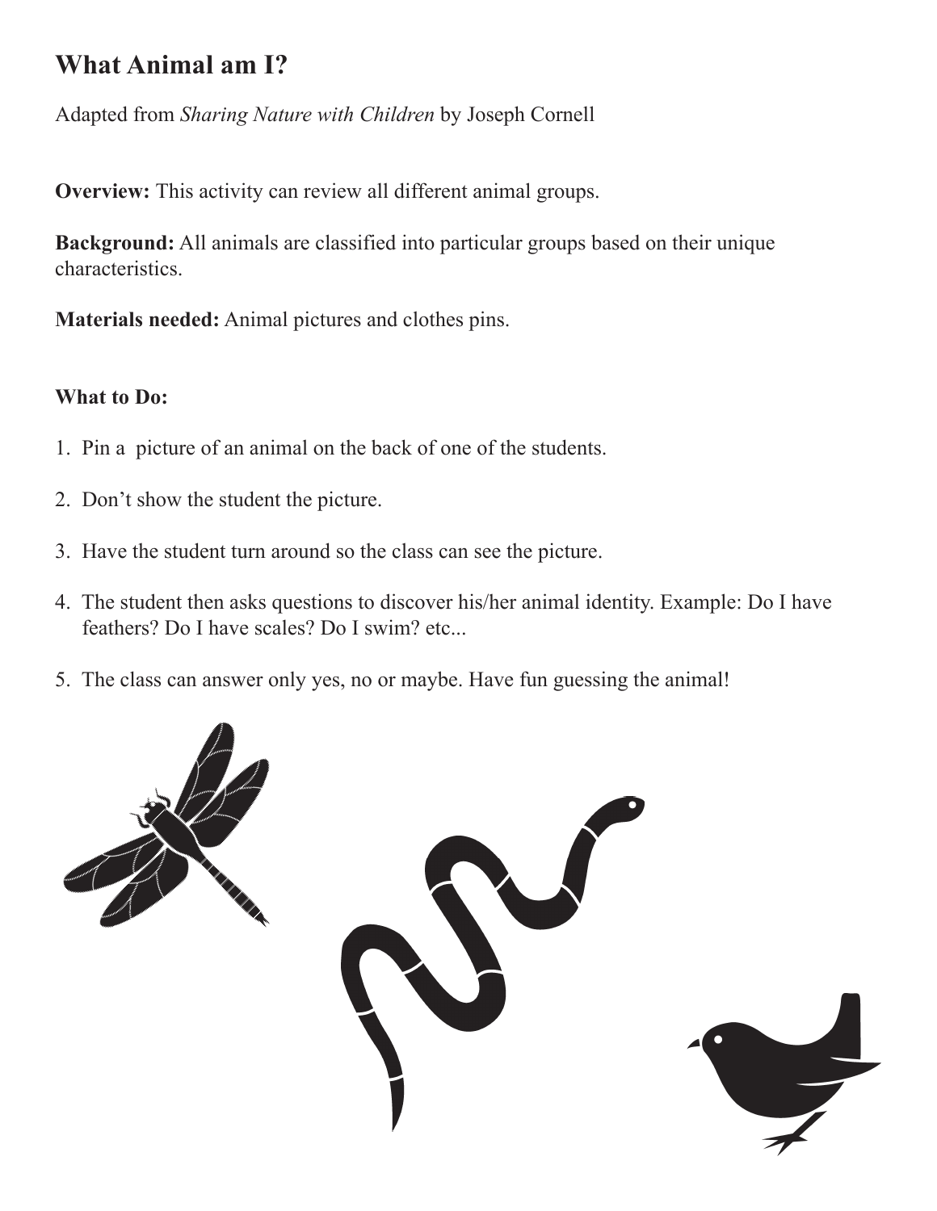# What Animal am I?

Adapted from *Sharing Nature with Children* by Joseph Cornell

**Overview:** This activity can review all different animal groups.

**Background:** All animals are classified into particular groups based on their unique characteristics.

**Materials needed:** Animal pictures and clothes pins.

**What to Do:**

1. Pin a picture of an animal on the back of one of the students.
2. Don't show the student the picture.
3. Have the student turn around so the class can see the picture.
4. The student then asks questions to discover his/her animal identity. Example: Do I have feathers? Do I have scales? Do I swim? etc...
5. The class can answer only yes, no or maybe. Have fun guessing the animal!